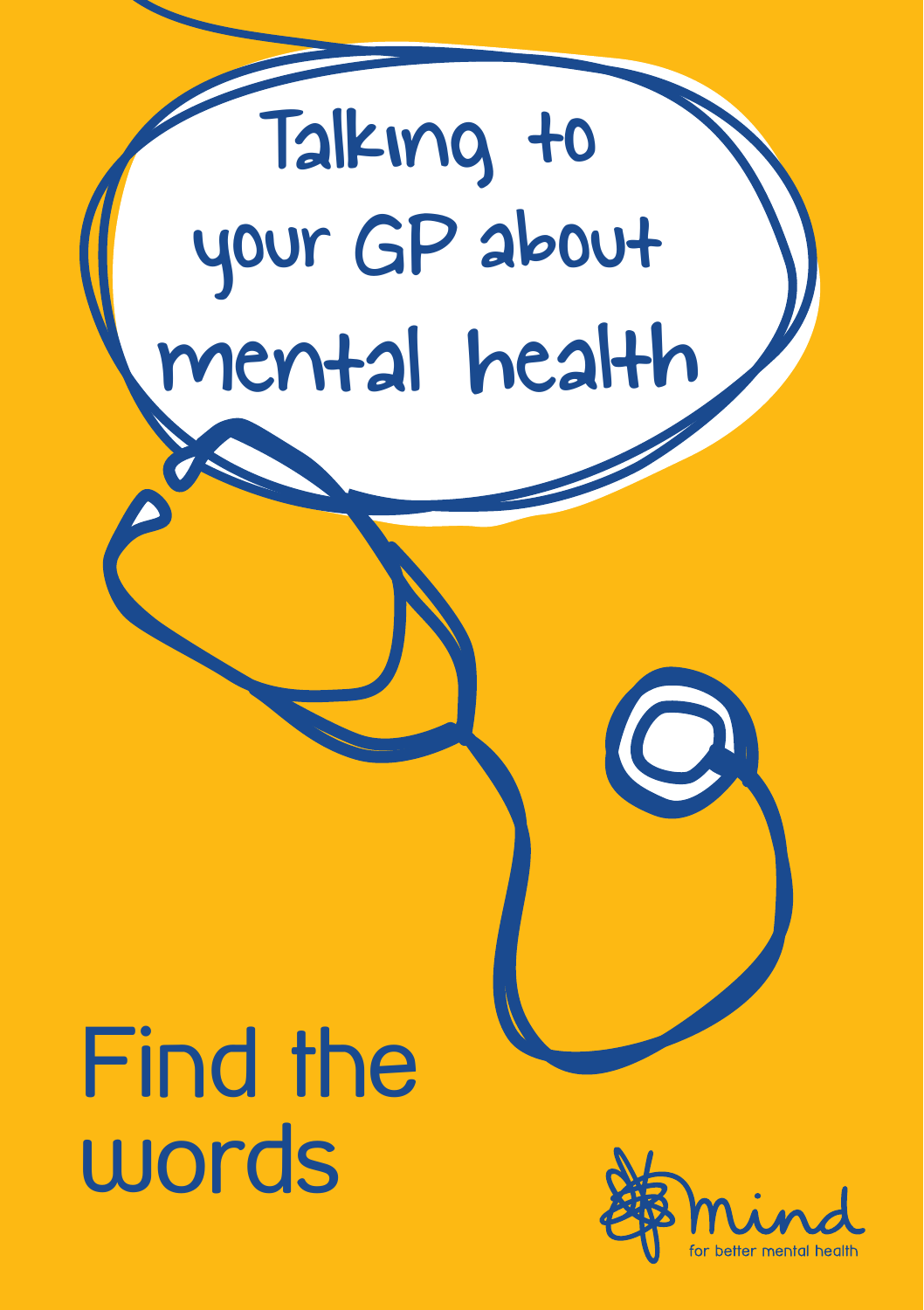# Talking to your GP about mental health

## Find the words

mind
for better mental health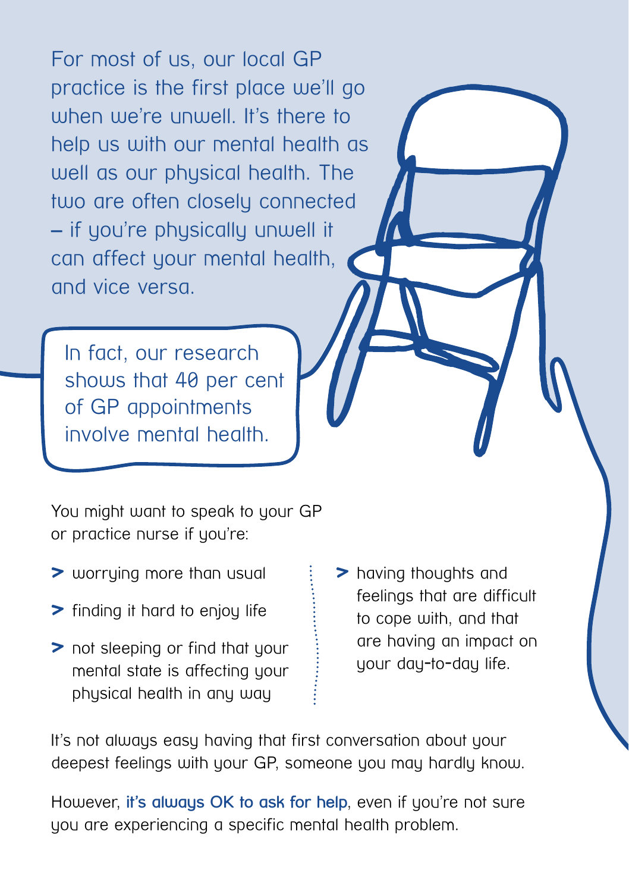For most of us, our local GP practice is the first place we'll go when we're unwell. It's there to help us with our mental health as well as our physical health. The two are often closely connected – if you're physically unwell it can affect your mental health, and vice versa.

In fact, our research shows that 40 per cent of GP appointments involve mental health.

You might want to speak to your GP or practice nurse if you're:

- worrying more than usual
- finding it hard to enjoy life
- not sleeping or find that your mental state is affecting your physical health in any way
- having thoughts and feelings that are difficult to cope with, and that are having an impact on your day-to-day life.

It's not always easy having that first conversation about your deepest feelings with your GP, someone you may hardly know.

However, **it's always OK to ask for help**, even if you're not sure you are experiencing a specific mental health problem.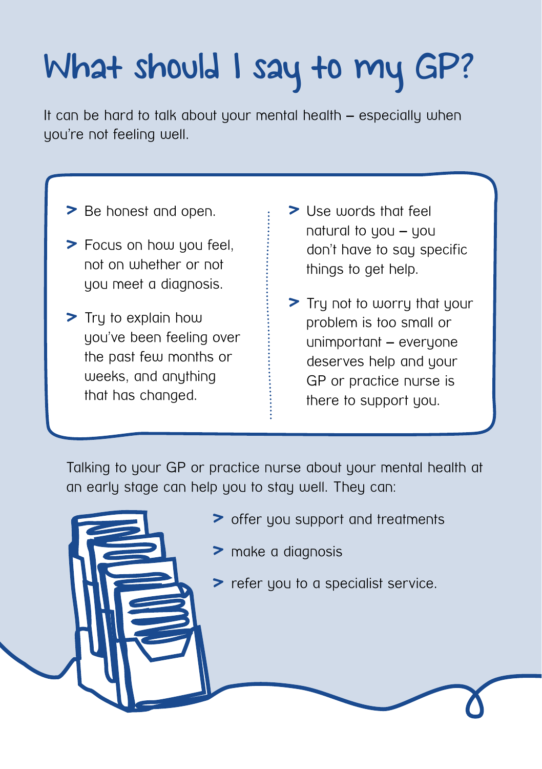# What should I say to my GP?

It can be hard to talk about your mental health – especially when you're not feeling well.

- Be honest and open.
- Focus on how you feel, not on whether or not you meet a diagnosis.
- Try to explain how you've been feeling over the past few months or weeks, and anything that has changed.
- Use words that feel natural to you – you don't have to say specific things to get help.
- Try not to worry that your problem is too small or unimportant – everyone deserves help and your GP or practice nurse is there to support you.

Talking to your GP or practice nurse about your mental health at an early stage can help you to stay well. They can:

- offer you support and treatments
- make a diagnosis
- refer you to a specialist service.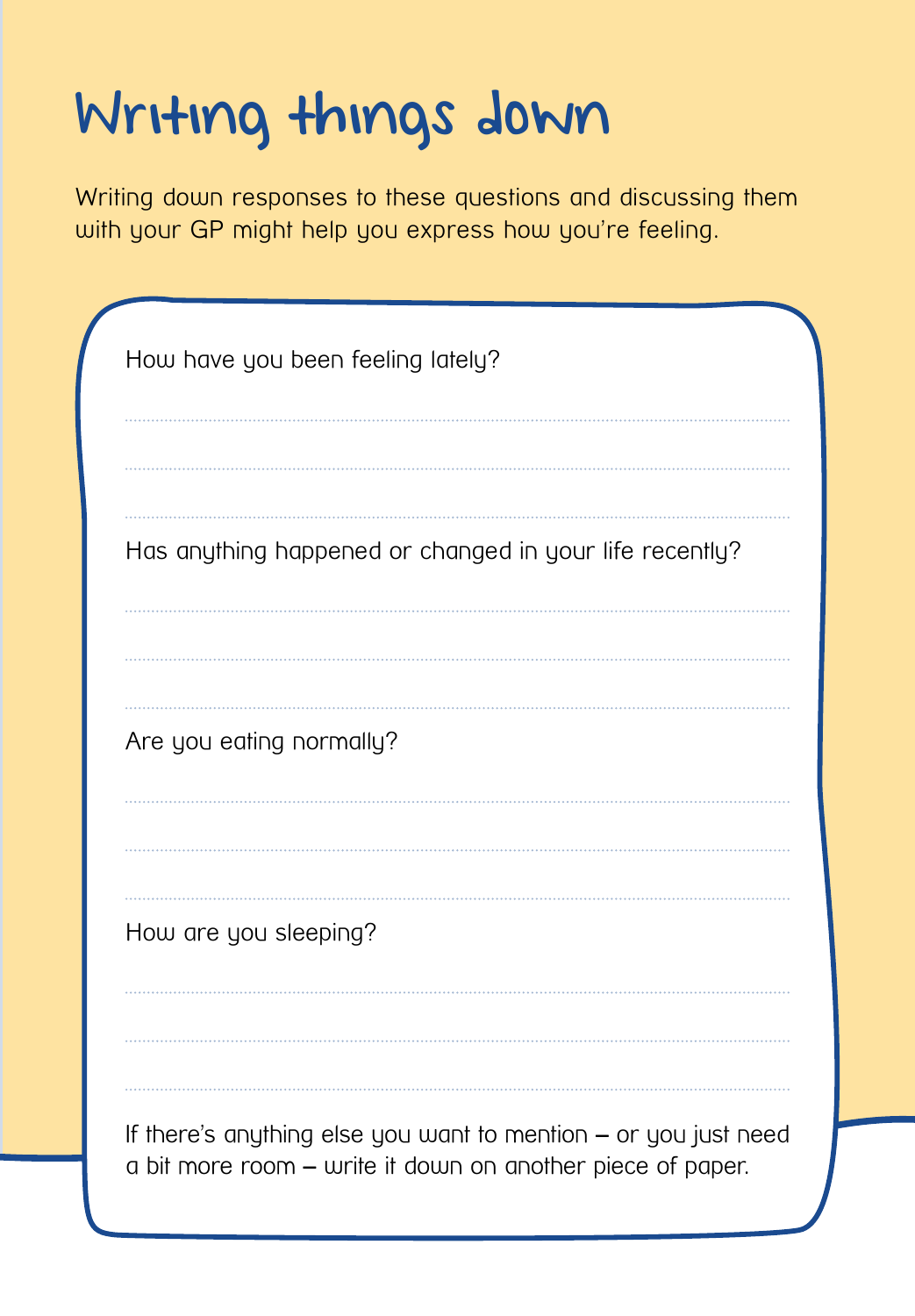# Writing things down

Writing down responses to these questions and discussing them with your GP might help you express how you're feeling.

How have you been feeling lately?

............................................................................................................

............................................................................................................

............................................................................................................

Has anything happened or changed in your life recently?

............................................................................................................

............................................................................................................

............................................................................................................

Are you eating normally?

............................................................................................................

............................................................................................................

............................................................................................................

How are you sleeping?

............................................................................................................

............................................................................................................

............................................................................................................

If there's anything else you want to mention – or you just need a bit more room – write it down on another piece of paper.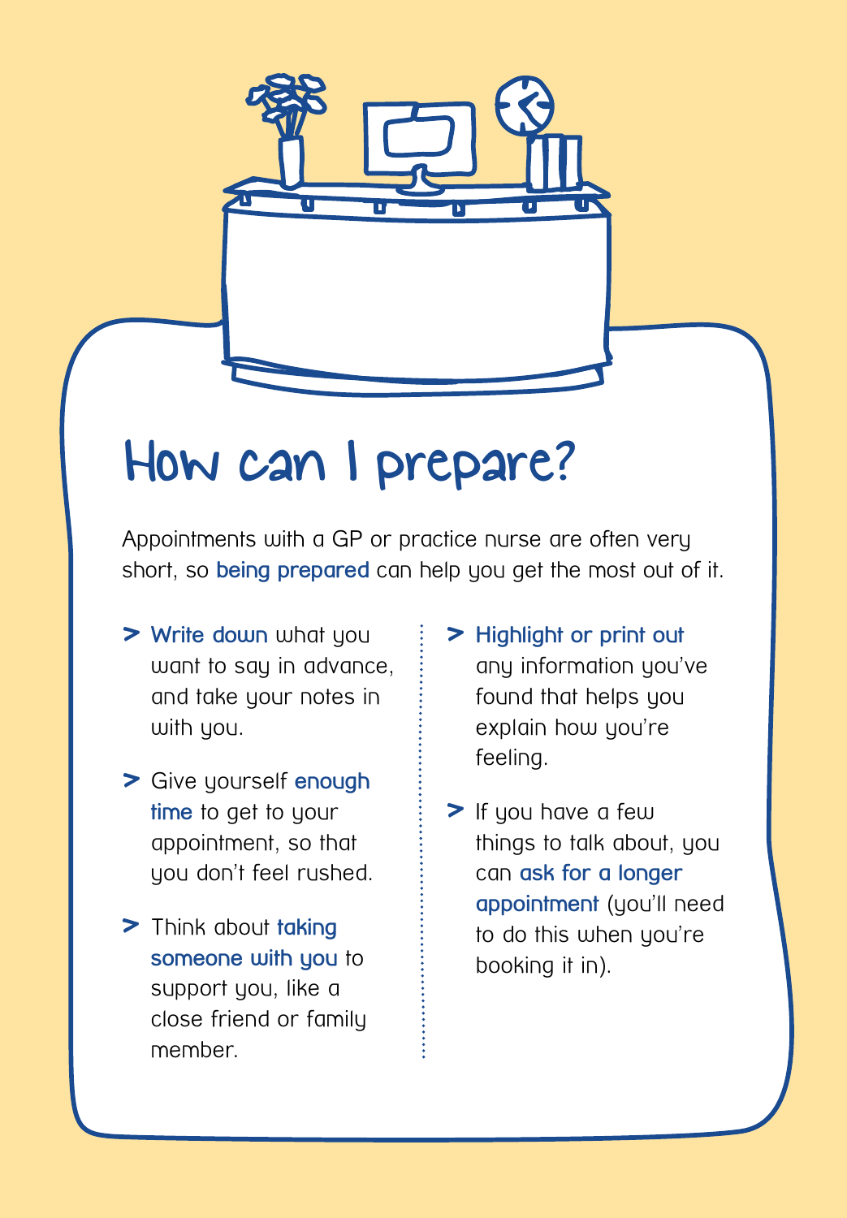# How can I prepare?

Appointments with a GP or practice nurse are often very short, so **being prepared** can help you get the most out of it.

- **Write down** what you want to say in advance, and take your notes in with you.
- Give yourself **enough time** to get to your appointment, so that you don't feel rushed.
- Think about **taking someone with you** to support you, like a close friend or family member.
- **Highlight or print out** any information you've found that helps you explain how you're feeling.
- If you have a few things to talk about, you can **ask for a longer appointment** (you'll need to do this when you're booking it in).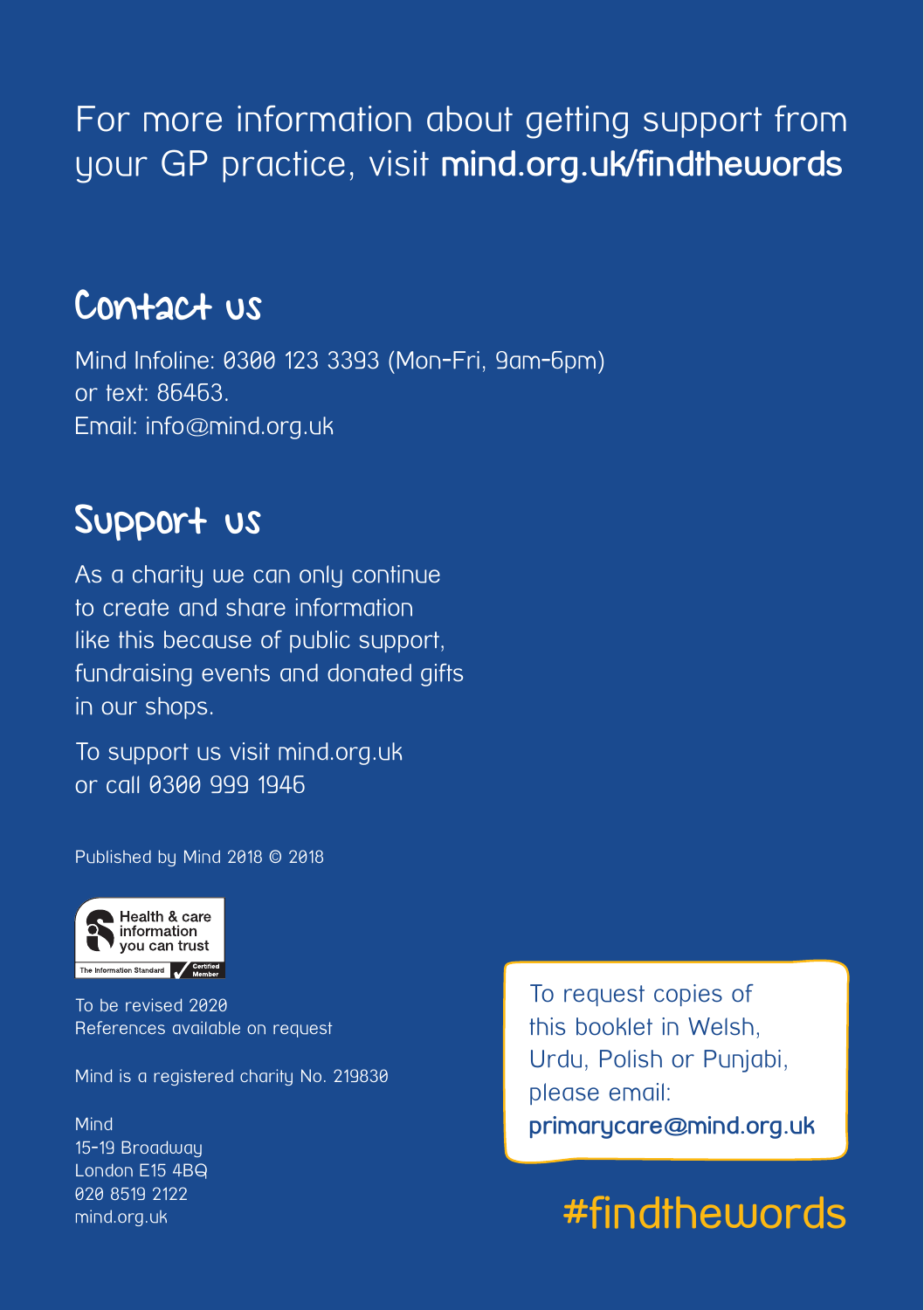For more information about getting support from your GP practice, visit **mind.org.uk/findthewords**

## Contact us

Mind Infoline: 0300 123 3393 (Mon-Fri, 9am-6pm)
or text: 86463.
Email: info@mind.org.uk

## Support us

As a charity we can only continue to create and share information like this because of public support, fundraising events and donated gifts in our shops.

To support us visit mind.org.uk
or call 0300 999 1946

Published by Mind 2018 © 2018

Health & care information you can trust
The Information Standard
Certified Member

To be revised 2020
References available on request

Mind is a registered charity No. 219830

Mind
15-19 Broadway
London E15 4BQ
020 8519 2122
mind.org.uk

To request copies of this booklet in Welsh, Urdu, Polish or Punjabi, please email:
**primarycare@mind.org.uk**

#findthewords